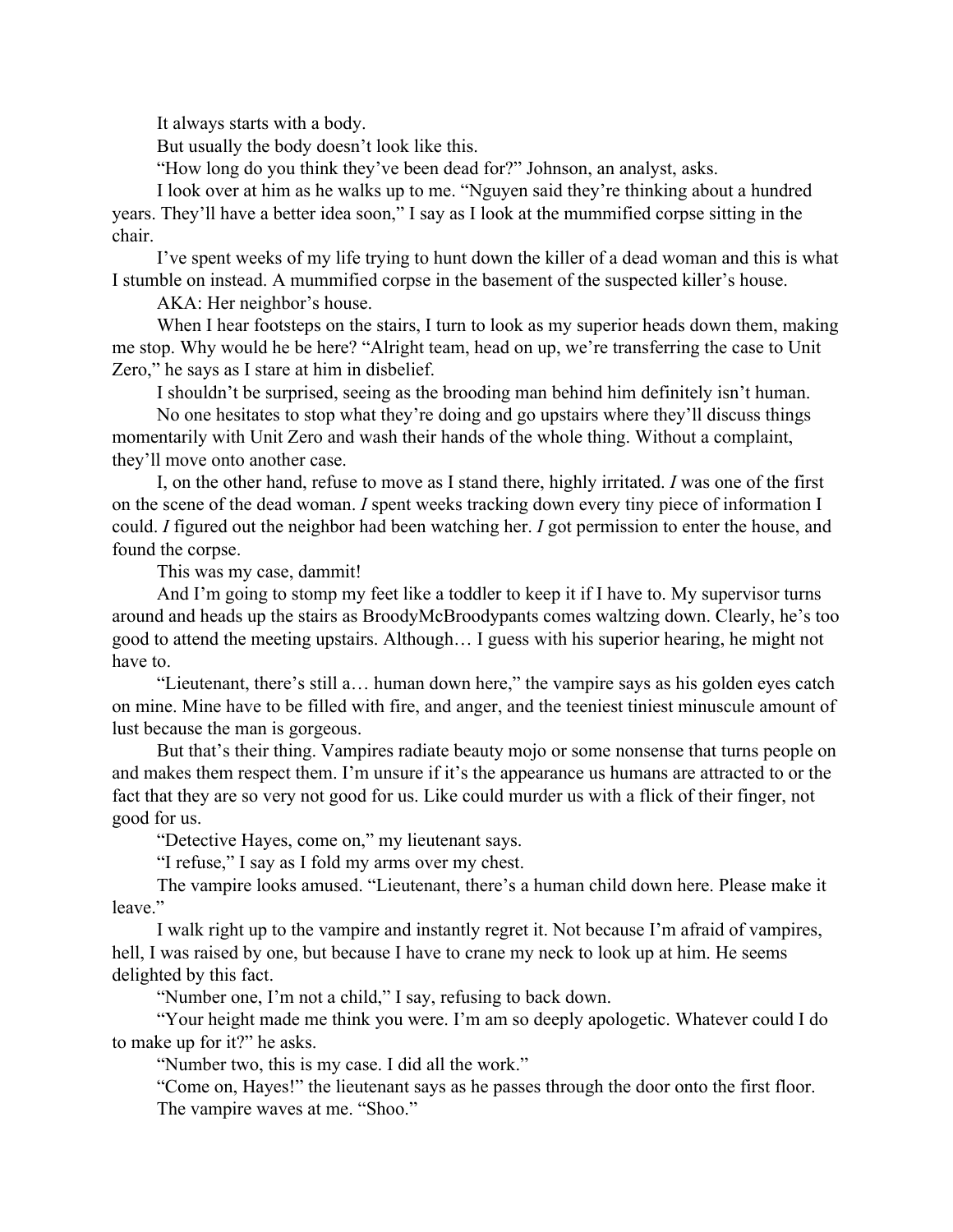It always starts with a body.

But usually the body doesn't look like this.

"How long do you think they've been dead for?" Johnson, an analyst, asks.

I look over at him as he walks up to me. "Nguyen said they're thinking about a hundred years. They'll have a better idea soon," I say as I look at the mummified corpse sitting in the chair.

I've spent weeks of my life trying to hunt down the killer of a dead woman and this is what I stumble on instead. A mummified corpse in the basement of the suspected killer's house.

AKA: Her neighbor's house.

When I hear footsteps on the stairs, I turn to look as my superior heads down them, making me stop. Why would he be here? "Alright team, head on up, we're transferring the case to Unit Zero," he says as I stare at him in disbelief.

I shouldn't be surprised, seeing as the brooding man behind him definitely isn't human.

No one hesitates to stop what they're doing and go upstairs where they'll discuss things momentarily with Unit Zero and wash their hands of the whole thing. Without a complaint, they'll move onto another case.

I, on the other hand, refuse to move as I stand there, highly irritated. *I* was one of the first on the scene of the dead woman. *I* spent weeks tracking down every tiny piece of information I could. *I* figured out the neighbor had been watching her. *I* got permission to enter the house, and found the corpse.

This was my case, dammit!

And I'm going to stomp my feet like a toddler to keep it if I have to. My supervisor turns around and heads up the stairs as BroodyMcBroodypants comes waltzing down. Clearly, he's too good to attend the meeting upstairs. Although… I guess with his superior hearing, he might not have to.

"Lieutenant, there's still a… human down here," the vampire says as his golden eyes catch on mine. Mine have to be filled with fire, and anger, and the teeniest tiniest minuscule amount of lust because the man is gorgeous.

But that's their thing. Vampires radiate beauty mojo or some nonsense that turns people on and makes them respect them. I'm unsure if it's the appearance us humans are attracted to or the fact that they are so very not good for us. Like could murder us with a flick of their finger, not good for us.

"Detective Hayes, come on," my lieutenant says.

"I refuse," I say as I fold my arms over my chest.

The vampire looks amused. "Lieutenant, there's a human child down here. Please make it leave."

I walk right up to the vampire and instantly regret it. Not because I'm afraid of vampires, hell, I was raised by one, but because I have to crane my neck to look up at him. He seems delighted by this fact.

"Number one, I'm not a child," I say, refusing to back down.

"Your height made me think you were. I'm am so deeply apologetic. Whatever could I do to make up for it?" he asks.

"Number two, this is my case. I did all the work."

"Come on, Hayes!" the lieutenant says as he passes through the door onto the first floor.

The vampire waves at me. "Shoo."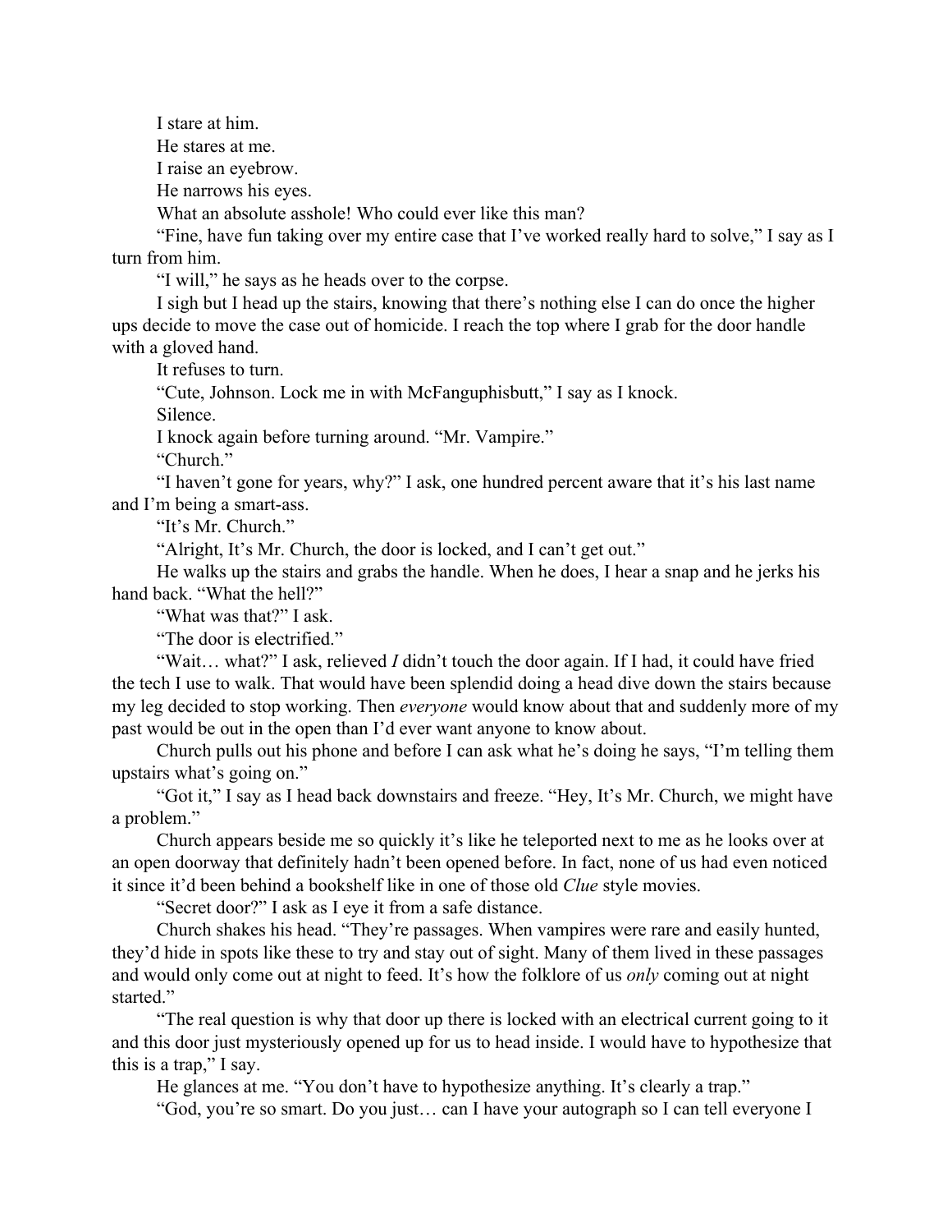I stare at him.

He stares at me.

I raise an eyebrow.

He narrows his eyes.

What an absolute asshole! Who could ever like this man?

"Fine, have fun taking over my entire case that I've worked really hard to solve," I say as I turn from him.

"I will," he says as he heads over to the corpse.

I sigh but I head up the stairs, knowing that there's nothing else I can do once the higher ups decide to move the case out of homicide. I reach the top where I grab for the door handle with a gloved hand.

It refuses to turn.

"Cute, Johnson. Lock me in with McFanguphisbutt," I say as I knock.

Silence.

I knock again before turning around. "Mr. Vampire."

"Church."

"I haven't gone for years, why?" I ask, one hundred percent aware that it's his last name and I'm being a smart-ass.

"It's Mr. Church."

"Alright, It's Mr. Church, the door is locked, and I can't get out."

He walks up the stairs and grabs the handle. When he does, I hear a snap and he jerks his hand back. "What the hell?"

"What was that?" I ask.

"The door is electrified."

"Wait… what?" I ask, relieved *I* didn't touch the door again. If I had, it could have fried the tech I use to walk. That would have been splendid doing a head dive down the stairs because my leg decided to stop working. Then *everyone* would know about that and suddenly more of my past would be out in the open than I'd ever want anyone to know about.

Church pulls out his phone and before I can ask what he's doing he says, "I'm telling them upstairs what's going on."

"Got it," I say as I head back downstairs and freeze. "Hey, It's Mr. Church, we might have a problem."

Church appears beside me so quickly it's like he teleported next to me as he looks over at an open doorway that definitely hadn't been opened before. In fact, none of us had even noticed it since it'd been behind a bookshelf like in one of those old *Clue* style movies.

"Secret door?" I ask as I eye it from a safe distance.

Church shakes his head. "They're passages. When vampires were rare and easily hunted, they'd hide in spots like these to try and stay out of sight. Many of them lived in these passages and would only come out at night to feed. It's how the folklore of us *only* coming out at night started."

"The real question is why that door up there is locked with an electrical current going to it and this door just mysteriously opened up for us to head inside. I would have to hypothesize that this is a trap," I say.

He glances at me. "You don't have to hypothesize anything. It's clearly a trap."

"God, you're so smart. Do you just… can I have your autograph so I can tell everyone I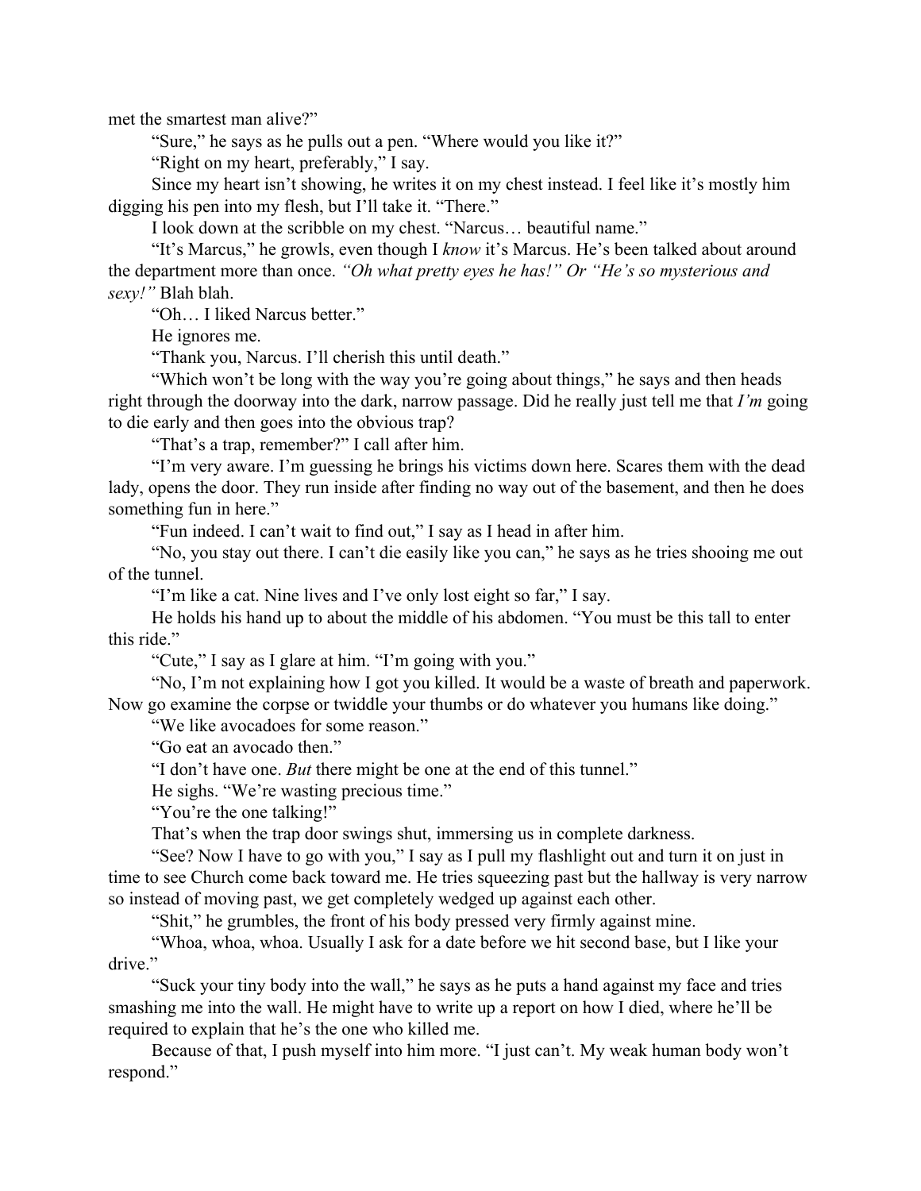met the smartest man alive?"

"Sure," he says as he pulls out a pen. "Where would you like it?"

"Right on my heart, preferably," I say.

Since my heart isn't showing, he writes it on my chest instead. I feel like it's mostly him digging his pen into my flesh, but I'll take it. "There."

I look down at the scribble on my chest. "Narcus… beautiful name."

"It's Marcus," he growls, even though I *know* it's Marcus. He's been talked about around the department more than once. *"Oh what pretty eyes he has!" Or "He's so mysterious and sexy!"* Blah blah.

"Oh… I liked Narcus better."

He ignores me.

"Thank you, Narcus. I'll cherish this until death."

"Which won't be long with the way you're going about things," he says and then heads right through the doorway into the dark, narrow passage. Did he really just tell me that *I'm* going to die early and then goes into the obvious trap?

"That's a trap, remember?" I call after him.

"I'm very aware. I'm guessing he brings his victims down here. Scares them with the dead lady, opens the door. They run inside after finding no way out of the basement, and then he does something fun in here."

"Fun indeed. I can't wait to find out," I say as I head in after him.

"No, you stay out there. I can't die easily like you can," he says as he tries shooing me out of the tunnel.

"I'm like a cat. Nine lives and I've only lost eight so far," I say.

He holds his hand up to about the middle of his abdomen. "You must be this tall to enter this ride."

"Cute," I say as I glare at him. "I'm going with you."

"No, I'm not explaining how I got you killed. It would be a waste of breath and paperwork. Now go examine the corpse or twiddle your thumbs or do whatever you humans like doing."

"We like avocadoes for some reason."

"Go eat an avocado then."

"I don't have one. *But* there might be one at the end of this tunnel."

He sighs. "We're wasting precious time."

"You're the one talking!"

That's when the trap door swings shut, immersing us in complete darkness.

"See? Now I have to go with you," I say as I pull my flashlight out and turn it on just in time to see Church come back toward me. He tries squeezing past but the hallway is very narrow so instead of moving past, we get completely wedged up against each other.

"Shit," he grumbles, the front of his body pressed very firmly against mine.

"Whoa, whoa, whoa. Usually I ask for a date before we hit second base, but I like your drive."

"Suck your tiny body into the wall," he says as he puts a hand against my face and tries smashing me into the wall. He might have to write up a report on how I died, where he'll be required to explain that he's the one who killed me.

Because of that, I push myself into him more. "I just can't. My weak human body won't respond."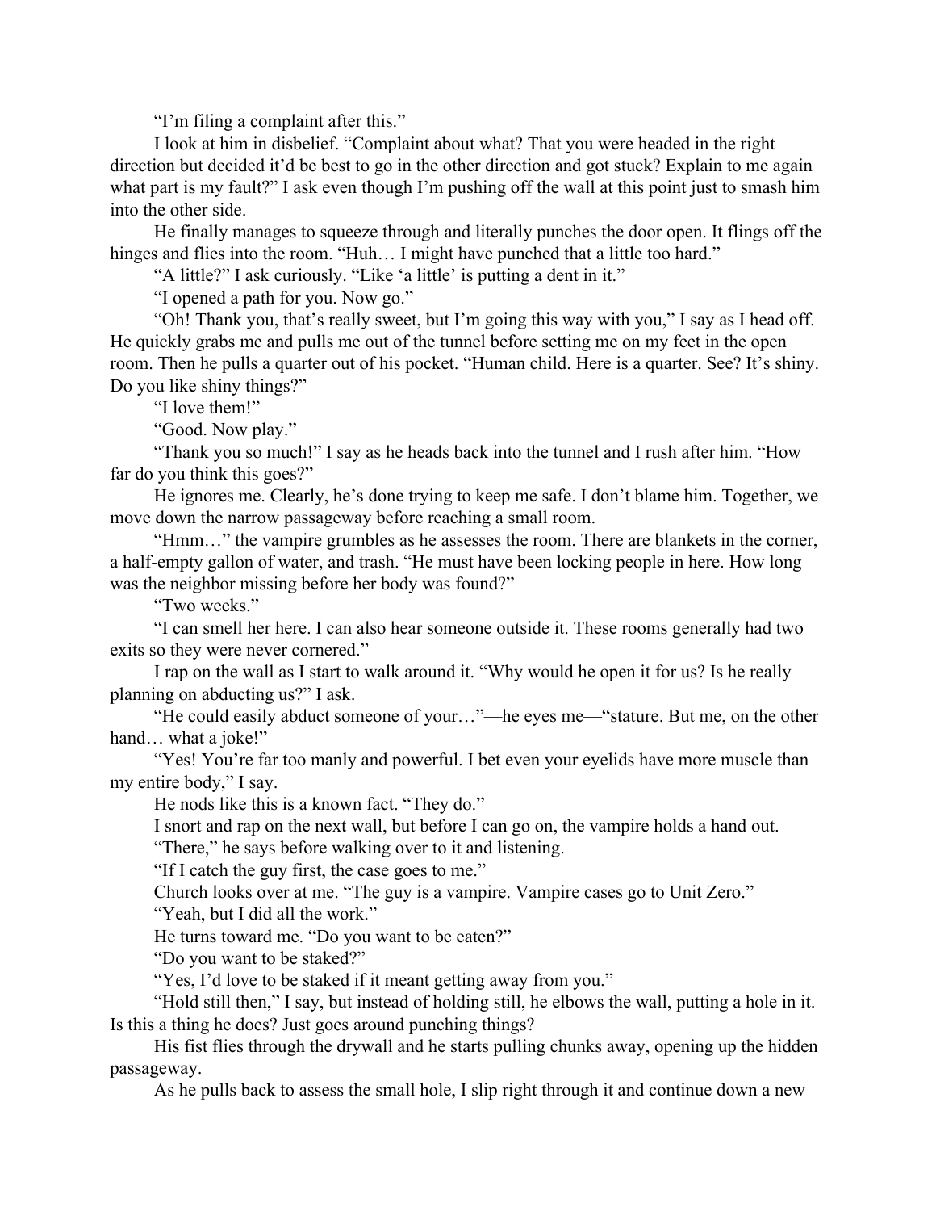"I'm filing a complaint after this."

I look at him in disbelief. "Complaint about what? That you were headed in the right direction but decided it'd be best to go in the other direction and got stuck? Explain to me again what part is my fault?" I ask even though I'm pushing off the wall at this point just to smash him into the other side.

He finally manages to squeeze through and literally punches the door open. It flings off the hinges and flies into the room. "Huh… I might have punched that a little too hard."

"A little?" I ask curiously. "Like 'a little' is putting a dent in it."

"I opened a path for you. Now go."

"Oh! Thank you, that's really sweet, but I'm going this way with you," I say as I head off. He quickly grabs me and pulls me out of the tunnel before setting me on my feet in the open room. Then he pulls a quarter out of his pocket. "Human child. Here is a quarter. See? It's shiny. Do you like shiny things?"

"I love them!"

"Good. Now play."

"Thank you so much!" I say as he heads back into the tunnel and I rush after him. "How far do you think this goes?"

He ignores me. Clearly, he's done trying to keep me safe. I don't blame him. Together, we move down the narrow passageway before reaching a small room.

"Hmm…" the vampire grumbles as he assesses the room. There are blankets in the corner, a half-empty gallon of water, and trash. "He must have been locking people in here. How long was the neighbor missing before her body was found?"

"Two weeks."

"I can smell her here. I can also hear someone outside it. These rooms generally had two exits so they were never cornered."

I rap on the wall as I start to walk around it. "Why would he open it for us? Is he really planning on abducting us?" I ask.

"He could easily abduct someone of your…"—he eyes me—"stature. But me, on the other hand… what a joke!"

"Yes! You're far too manly and powerful. I bet even your eyelids have more muscle than my entire body," I say.

He nods like this is a known fact. "They do."

I snort and rap on the next wall, but before I can go on, the vampire holds a hand out.

"There," he says before walking over to it and listening.

"If I catch the guy first, the case goes to me."

Church looks over at me. "The guy is a vampire. Vampire cases go to Unit Zero."

"Yeah, but I did all the work."

He turns toward me. "Do you want to be eaten?"

"Do you want to be staked?"

"Yes, I'd love to be staked if it meant getting away from you."

"Hold still then," I say, but instead of holding still, he elbows the wall, putting a hole in it. Is this a thing he does? Just goes around punching things?

His fist flies through the drywall and he starts pulling chunks away, opening up the hidden passageway.

As he pulls back to assess the small hole, I slip right through it and continue down a new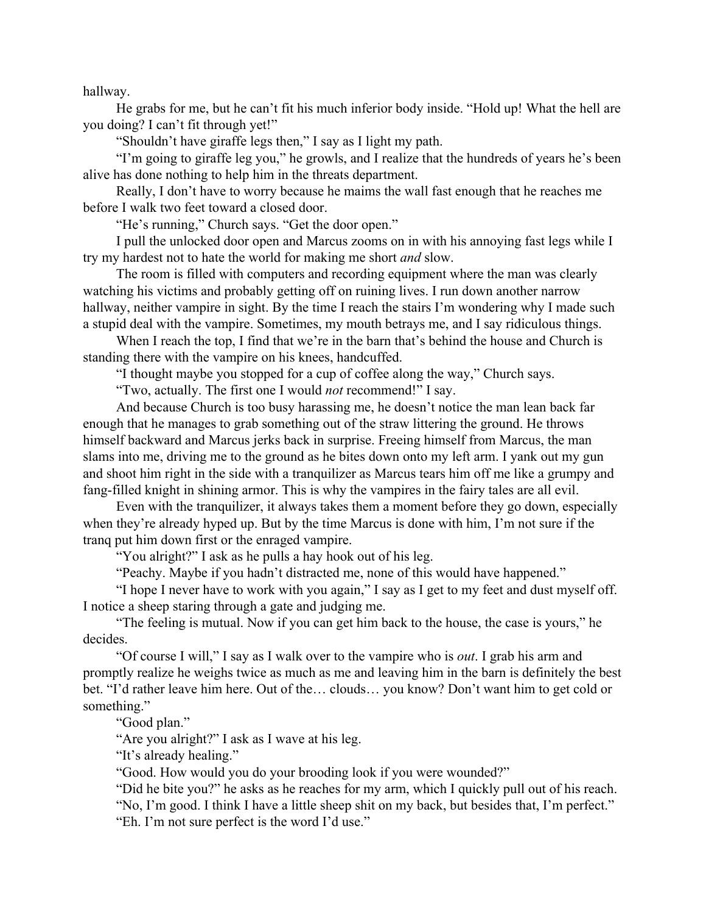hallway.

He grabs for me, but he can't fit his much inferior body inside. "Hold up! What the hell are you doing? I can't fit through yet!"

"Shouldn't have giraffe legs then," I say as I light my path.

"I'm going to giraffe leg you," he growls, and I realize that the hundreds of years he's been alive has done nothing to help him in the threats department.

Really, I don't have to worry because he maims the wall fast enough that he reaches me before I walk two feet toward a closed door.

"He's running," Church says. "Get the door open."

I pull the unlocked door open and Marcus zooms on in with his annoying fast legs while I try my hardest not to hate the world for making me short *and* slow.

The room is filled with computers and recording equipment where the man was clearly watching his victims and probably getting off on ruining lives. I run down another narrow hallway, neither vampire in sight. By the time I reach the stairs I'm wondering why I made such a stupid deal with the vampire. Sometimes, my mouth betrays me, and I say ridiculous things.

When I reach the top, I find that we're in the barn that's behind the house and Church is standing there with the vampire on his knees, handcuffed.

"I thought maybe you stopped for a cup of coffee along the way," Church says.

"Two, actually. The first one I would *not* recommend!" I say.

And because Church is too busy harassing me, he doesn't notice the man lean back far enough that he manages to grab something out of the straw littering the ground. He throws himself backward and Marcus jerks back in surprise. Freeing himself from Marcus, the man slams into me, driving me to the ground as he bites down onto my left arm. I yank out my gun and shoot him right in the side with a tranquilizer as Marcus tears him off me like a grumpy and fang-filled knight in shining armor. This is why the vampires in the fairy tales are all evil.

Even with the tranquilizer, it always takes them a moment before they go down, especially when they're already hyped up. But by the time Marcus is done with him, I'm not sure if the tranq put him down first or the enraged vampire.

"You alright?" I ask as he pulls a hay hook out of his leg.

"Peachy. Maybe if you hadn't distracted me, none of this would have happened."

"I hope I never have to work with you again," I say as I get to my feet and dust myself off. I notice a sheep staring through a gate and judging me.

"The feeling is mutual. Now if you can get him back to the house, the case is yours," he decides.

"Of course I will," I say as I walk over to the vampire who is *out*. I grab his arm and promptly realize he weighs twice as much as me and leaving him in the barn is definitely the best bet. "I'd rather leave him here. Out of the… clouds… you know? Don't want him to get cold or something."

"Good plan."

"Are you alright?" I ask as I wave at his leg.

"It's already healing."

"Good. How would you do your brooding look if you were wounded?"

"Did he bite you?" he asks as he reaches for my arm, which I quickly pull out of his reach.

"No, I'm good. I think I have a little sheep shit on my back, but besides that, I'm perfect."

"Eh. I'm not sure perfect is the word I'd use."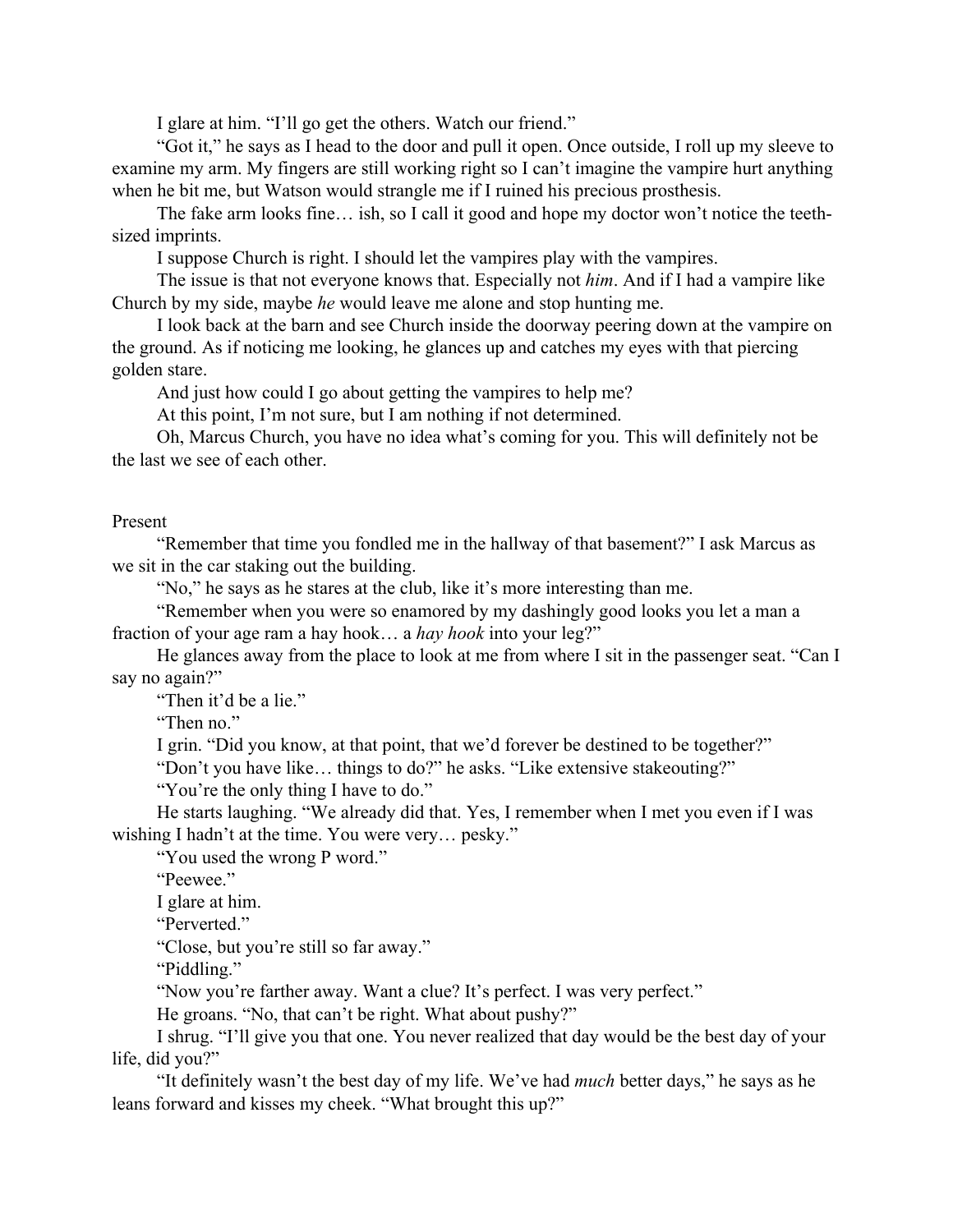I glare at him. "I'll go get the others. Watch our friend."

"Got it," he says as I head to the door and pull it open. Once outside, I roll up my sleeve to examine my arm. My fingers are still working right so I can't imagine the vampire hurt anything when he bit me, but Watson would strangle me if I ruined his precious prosthesis.

The fake arm looks fine… ish, so I call it good and hope my doctor won't notice the teeth-sized imprints.

I suppose Church is right. I should let the vampires play with the vampires.

The issue is that not everyone knows that. Especially not *him*. And if I had a vampire like Church by my side, maybe *he* would leave me alone and stop hunting me.

I look back at the barn and see Church inside the doorway peering down at the vampire on the ground. As if noticing me looking, he glances up and catches my eyes with that piercing golden stare.

And just how could I go about getting the vampires to help me?

At this point, I'm not sure, but I am nothing if not determined.

Oh, Marcus Church, you have no idea what's coming for you. This will definitely not be the last we see of each other.

Present

"Remember that time you fondled me in the hallway of that basement?" I ask Marcus as we sit in the car staking out the building.

"No," he says as he stares at the club, like it's more interesting than me.

"Remember when you were so enamored by my dashingly good looks you let a man a fraction of your age ram a hay hook… a *hay hook* into your leg?"

He glances away from the place to look at me from where I sit in the passenger seat. "Can I say no again?"

"Then it'd be a lie."

"Then no."

I grin. "Did you know, at that point, that we'd forever be destined to be together?"

"Don't you have like… things to do?" he asks. "Like extensive stakeouting?"

"You're the only thing I have to do."

He starts laughing. "We already did that. Yes, I remember when I met you even if I was wishing I hadn't at the time. You were very… pesky."

"You used the wrong P word."

"Peewee."

I glare at him.

"Perverted."

"Close, but you're still so far away."

"Piddling."

"Now you're farther away. Want a clue? It's perfect. I was very perfect."

He groans. "No, that can't be right. What about pushy?"

I shrug. "I'll give you that one. You never realized that day would be the best day of your life, did you?"

"It definitely wasn't the best day of my life. We've had *much* better days," he says as he leans forward and kisses my cheek. "What brought this up?"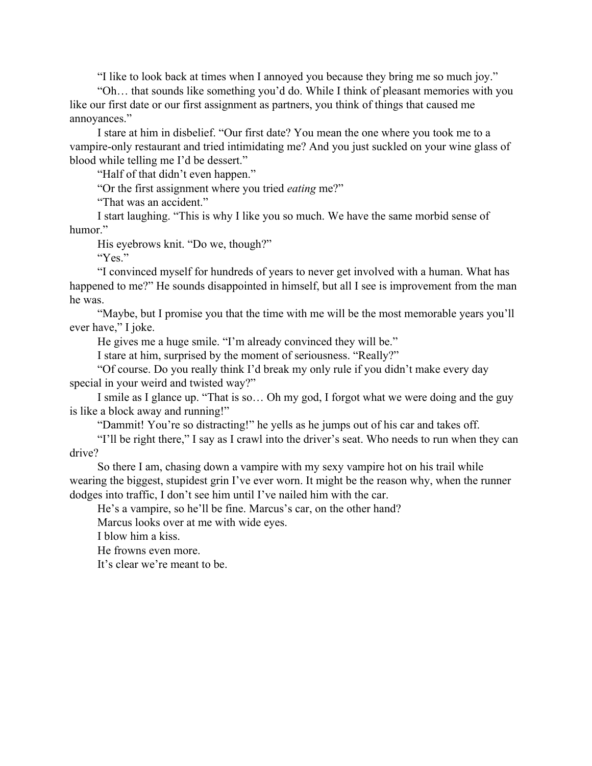"I like to look back at times when I annoyed you because they bring me so much joy."

"Oh… that sounds like something you'd do. While I think of pleasant memories with you like our first date or our first assignment as partners, you think of things that caused me annoyances."

I stare at him in disbelief. "Our first date? You mean the one where you took me to a vampire-only restaurant and tried intimidating me? And you just suckled on your wine glass of blood while telling me I'd be dessert."

"Half of that didn't even happen."

"Or the first assignment where you tried *eating* me?"

"That was an accident."

I start laughing. "This is why I like you so much. We have the same morbid sense of humor."

His eyebrows knit. "Do we, though?"

"Yes."

"I convinced myself for hundreds of years to never get involved with a human. What has happened to me?" He sounds disappointed in himself, but all I see is improvement from the man he was.

"Maybe, but I promise you that the time with me will be the most memorable years you'll ever have," I joke.

He gives me a huge smile. "I'm already convinced they will be."

I stare at him, surprised by the moment of seriousness. "Really?"

"Of course. Do you really think I'd break my only rule if you didn't make every day special in your weird and twisted way?"

I smile as I glance up. "That is so… Oh my god, I forgot what we were doing and the guy is like a block away and running!"

"Dammit! You're so distracting!" he yells as he jumps out of his car and takes off.

"I'll be right there," I say as I crawl into the driver's seat. Who needs to run when they can drive?

So there I am, chasing down a vampire with my sexy vampire hot on his trail while wearing the biggest, stupidest grin I've ever worn. It might be the reason why, when the runner dodges into traffic, I don't see him until I've nailed him with the car.

He's a vampire, so he'll be fine. Marcus's car, on the other hand?

Marcus looks over at me with wide eyes.

I blow him a kiss.

He frowns even more.

It's clear we're meant to be.